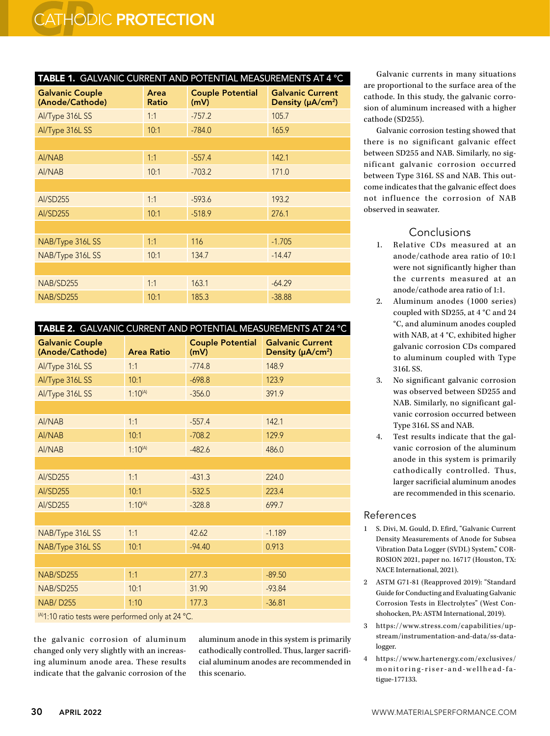**TABLE 1. GALVANIC CURRENT AND POTENTIAL MEASUREMENTS AT 4 °C**

| Galvanic Couple (Anode/Cathode) | Area Ratio | Couple Potential (mV) | Galvanic Current Density (μA/cm²) |
|---|---|---|---|
| Al/Type 316L SS | 1:1 | -757.2 | 105.7 |
| Al/Type 316L SS | 10:1 | -784.0 | 165.9 |
| | | | |
| Al/NAB | 1:1 | -557.4 | 142.1 |
| Al/NAB | 10:1 | -703.2 | 171.0 |
| | | | |
| Al/SD255 | 1:1 | -593.6 | 193.2 |
| Al/SD255 | 10:1 | -518.9 | 276.1 |
| | | | |
| NAB/Type 316L SS | 1:1 | 116 | -1.705 |
| NAB/Type 316L SS | 10:1 | 134.7 | -14.47 |
| | | | |
| NAB/SD255 | 1:1 | 163.1 | -64.29 |
| NAB/SD255 | 10:1 | 185.3 | -38.88 |

**TABLE 2. GALVANIC CURRENT AND POTENTIAL MEASUREMENTS AT 24 °C**

| Galvanic Couple (Anode/Cathode) | Area Ratio | Couple Potential (mV) | Galvanic Current Density (μA/cm²) |
|---|---|---|---|
| Al/Type 316L SS | 1:1 | -774.8 | 148.9 |
| Al/Type 316L SS | 10:1 | -698.8 | 123.9 |
| Al/Type 316L SS | 1:10[A] | -356.0 | 391.9 |
| | | | |
| Al/NAB | 1:1 | -557.4 | 142.1 |
| Al/NAB | 10:1 | -708.2 | 129.9 |
| Al/NAB | 1:10[A] | -482.6 | 486.0 |
| | | | |
| Al/SD255 | 1:1 | -431.3 | 224.0 |
| Al/SD255 | 10:1 | -532.5 | 223.4 |
| Al/SD255 | 1:10[A] | -328.8 | 699.7 |
| | | | |
| NAB/Type 316L SS | 1:1 | 42.62 | -1.189 |
| NAB/Type 316L SS | 10:1 | -94.40 | 0.913 |
| | | | |
| NAB/SD255 | 1:1 | 277.3 | -89.50 |
| NAB/SD255 | 10:1 | 31.90 | -93.84 |
| NAB/ D255 | 1:10 | 177.3 | -36.81 |

[A]1:10 ratio tests were performed only at 24 °C.

the galvanic corrosion of aluminum changed only very slightly with an increasing aluminum anode area. These results indicate that the galvanic corrosion of the aluminum anode in this system is primarily cathodically controlled. Thus, larger sacrificial aluminum anodes are recommended in this scenario.

Galvanic currents in many situations are proportional to the surface area of the cathode. In this study, the galvanic corrosion of aluminum increased with a higher cathode (SD255).

Galvanic corrosion testing showed that there is no significant galvanic effect between SD255 and NAB. Similarly, no significant galvanic corrosion occurred between Type 316L SS and NAB. This outcome indicates that the galvanic effect does not influence the corrosion of NAB observed in seawater.

## Conclusions

1. Relative CDs measured at an anode/cathode area ratio of 10:1 were not significantly higher than the currents measured at an anode/cathode area ratio of 1:1.
2. Aluminum anodes (1000 series) coupled with SD255, at 4 °C and 24 °C, and aluminum anodes coupled with NAB, at 4 °C, exhibited higher galvanic corrosion CDs compared to aluminum coupled with Type 316L SS.
3. No significant galvanic corrosion was observed between SD255 and NAB. Similarly, no significant galvanic corrosion occurred between Type 316L SS and NAB.
4. Test results indicate that the galvanic corrosion of the aluminum anode in this system is primarily cathodically controlled. Thus, larger sacrificial aluminum anodes are recommended in this scenario.

## References

1. S. Divi, M. Gould, D. Efird, "Galvanic Current Density Measurements of Anode for Subsea Vibration Data Logger (SVDL) System," CORROSION 2021, paper no. 16717 (Houston, TX: NACE International, 2021).
2. ASTM G71-81 (Reapproved 2019): "Standard Guide for Conducting and Evaluating Galvanic Corrosion Tests in Electrolytes" (West Conshohocken, PA: ASTM International, 2019).
3. https://www.stress.com/capabilities/upstream/instrumentation-and-data/ss-data-logger.
4. https://www.hartenergy.com/exclusives/monitoring-riser-and-wellhead-fatigue-177133.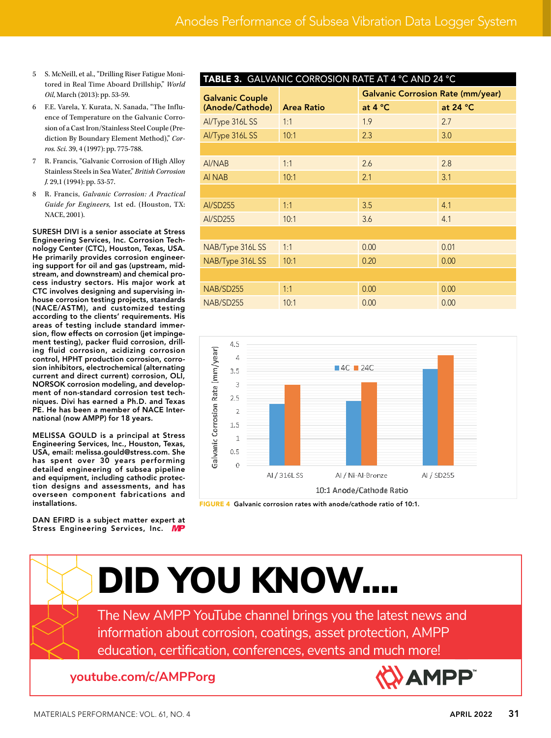5 S. McNeill, et al., "Drilling Riser Fatigue Monitored in Real Time Aboard Drillship," *World Oil*, March (2013): pp. 53-59.

6 F.E. Varela, Y. Kurata, N. Sanada, "The Influence of Temperature on the Galvanic Corrosion of a Cast Iron/Stainless Steel Couple (Prediction By Boundary Element Method)," *Corros. Sci.* 39, 4 (1997): pp. 775-788.

7 R. Francis, "Galvanic Corrosion of High Alloy Stainless Steels in Sea Water," *British Corrosion J.* 29,1 (1994): pp. 53-57.

8 R. Francis, *Galvanic Corrosion: A Practical Guide for Engineers*, 1st ed. (Houston, TX: NACE, 2001).

**SURESH DIVI is a senior associate at Stress Engineering Services, Inc. Corrosion Technology Center (CTC), Houston, Texas, USA. He primarily provides corrosion engineering support for oil and gas (upstream, midstream, and downstream) and chemical process industry sectors. His major work at CTC involves designing and supervising in-house corrosion testing projects, standards (NACE/ASTM), and customized testing according to the clients' requirements. His areas of testing include standard immersion, flow effects on corrosion (jet impingement testing), packer fluid corrosion, drilling fluid corrosion, acidizing corrosion control, HPHT production corrosion, corrosion inhibitors, electrochemical (alternating current and direct current) corrosion, OLI, NORSOK corrosion modeling, and development of non-standard corrosion test techniques. Divi has earned a Ph.D. and Texas PE. He has been a member of NACE International (now AMPP) for 18 years.**

**MELISSA GOULD is a principal at Stress Engineering Services, Inc., Houston, Texas, USA, email: melissa.gould@stress.com. She has spent over 30 years performing detailed engineering of subsea pipeline and equipment, including cathodic protection designs and assessments, and has overseen component fabrications and installations.**

**DAN EFIRD is a subject matter expert at Stress Engineering Services, Inc.** *MP*

**TABLE 3.** GALVANIC CORROSION RATE AT 4 °C AND 24 °C

| Galvanic Couple (Anode/Cathode) | Area Ratio | Galvanic Corrosion Rate (mm/year) | |
|---|---|---|---|
| | | at 4 °C | at 24 °C |
| Al/Type 316L SS | 1:1 | 1.9 | 2.7 |
| Al/Type 316L SS | 10:1 | 2.3 | 3.0 |
| | | | |
| Al/NAB | 1:1 | 2.6 | 2.8 |
| Al NAB | 10:1 | 2.1 | 3.1 |
| | | | |
| Al/SD255 | 1:1 | 3.5 | 4.1 |
| Al/SD255 | 10:1 | 3.6 | 4.1 |
| | | | |
| NAB/Type 316L SS | 1:1 | 0.00 | 0.01 |
| NAB/Type 316L SS | 10:1 | 0.20 | 0.00 |
| | | | |
| NAB/SD255 | 1:1 | 0.00 | 0.00 |
| NAB/SD255 | 10:1 | 0.00 | 0.00 |

Galvanic Corrosion Rate (mm/year)

4.5
4
3.5
3
2.5
2
1.5
1
0.5
0

4C 24C

Al / 316L SS
Al / Ni-Al-Bronze
Al / SD255

10:1 Anode/Cathode Ratio

**FIGURE 4** Galvanic corrosion rates with anode/cathode ratio of 10:1.

# DID YOU KNOW....

The New AMPP YouTube channel brings you the latest news and information about corrosion, coatings, asset protection, AMPP education, certification, conferences, events and much more!

**youtube.com/c/AMPPorg**

AMPP